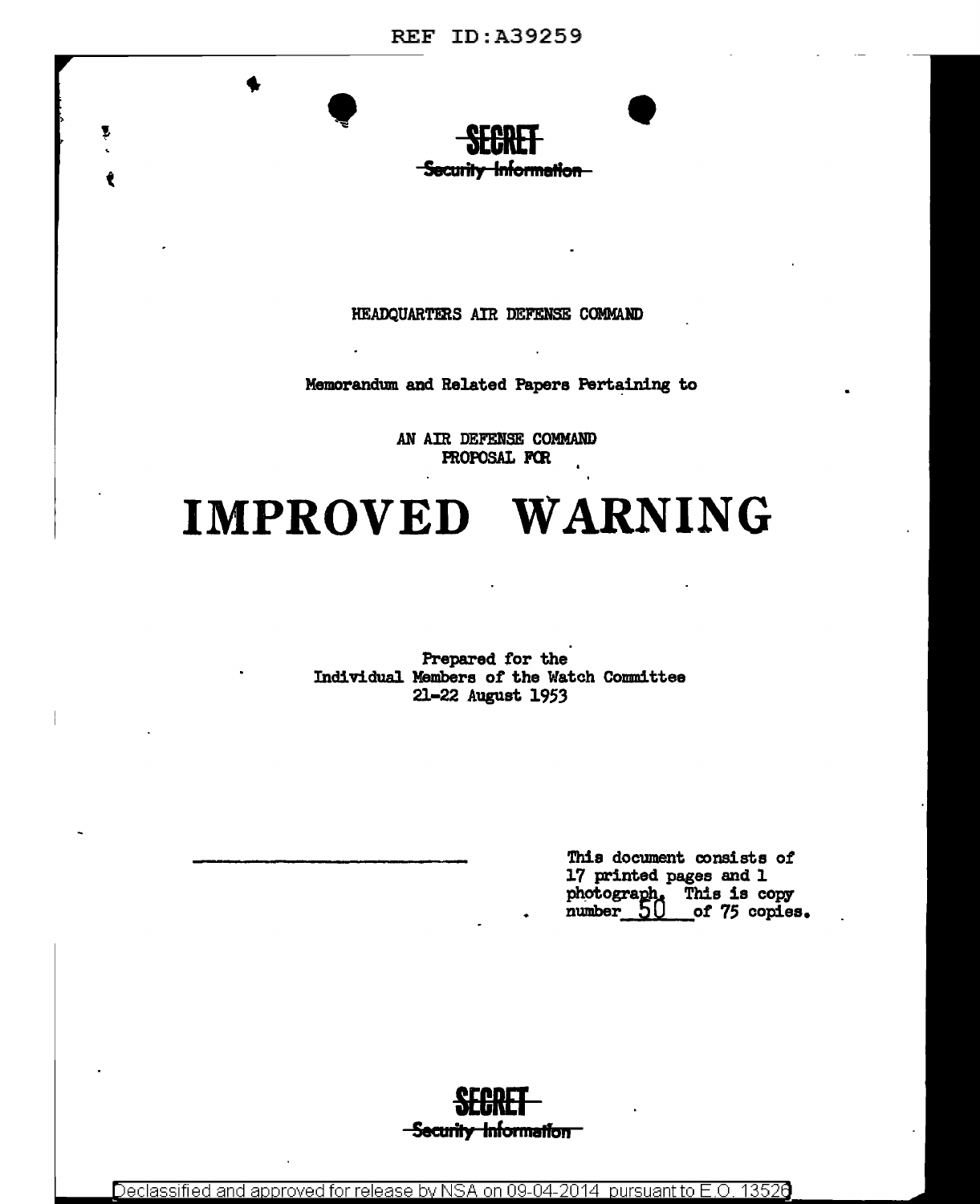~~SECRET~~
~~Security Information~~

HEADQUARTERS AIR DEFENSE COMMAND

Memorandum and Related Papers Pertaining to

AN AIR DEFENSE COMMAND
PROPOSAL FOR

# IMPROVED WARNING

Prepared for the
Individual Members of the Watch Committee
21-22 August 1953

This document consists of 17 printed pages and 1 photograph. This is copy number 50 of 75 copies.

~~SECRET~~
~~Security Information~~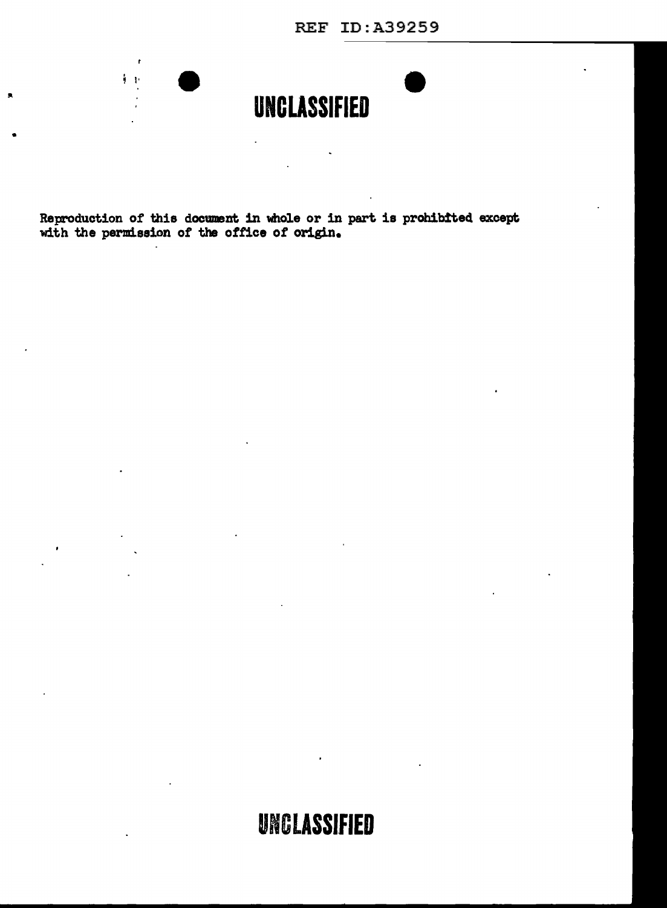UNCLASSIFIED

Reproduction of this document in whole or in part is prohibited except with the permission of the office of origin.

UNCLASSIFIED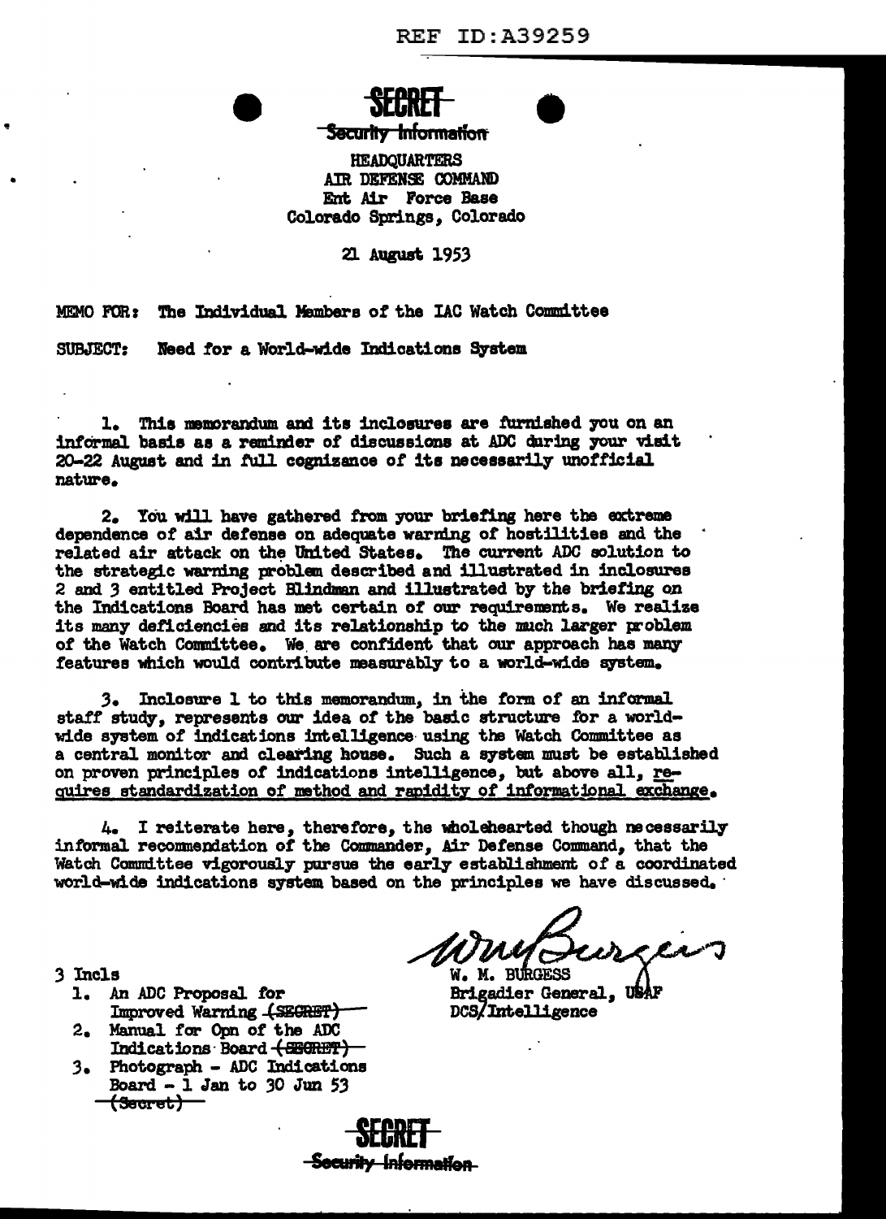REF ID:A39259

**SECRET**

~~Security Information~~

HEADQUARTERS
AIR DEFENSE COMMAND
Ent Air Force Base
Colorado Springs, Colorado

21 August 1953

MEMO FOR: The Individual Members of the IAC Watch Committee

SUBJECT: Need for a World-wide Indications System

1. This memorandum and its inclosures are furnished you on an informal basis as a reminder of discussions at ADC during your visit 20-22 August and in full cognizance of its necessarily unofficial nature.

2. You will have gathered from your briefing here the extreme dependence of air defense on adequate warning of hostilities and the related air attack on the United States. The current ADC solution to the strategic warning problem described and illustrated in inclosures 2 and 3 entitled Project Blindman and illustrated by the briefing on the Indications Board has met certain of our requirements. We realize its many deficiencies and its relationship to the much larger problem of the Watch Committee. We are confident that our approach has many features which would contribute measurably to a world-wide system.

3. Inclosure 1 to this memorandum, in the form of an informal staff study, represents our idea of the basic structure for a world-wide system of indications intelligence using the Watch Committee as a central monitor and clearing house. Such a system must be established on proven principles of indications intelligence, but above all, requires standardization of method and rapidity of informational exchange.

4. I reiterate here, therefore, the wholehearted though necessarily informal recommendation of the Commander, Air Defense Command, that the Watch Committee vigorously pursue the early establishment of a coordinated world-wide indications system based on the principles we have discussed.

3 Incls
1. An ADC Proposal for Improved Warning ~~(SECRET)~~
2. Manual for Opn of the ADC Indications Board ~~(SECRET)~~
3. Photograph - ADC Indications Board - 1 Jan to 30 Jun 53 ~~(Secret)~~

W. M. BURGESS
Brigadier General, USAF
DCS/Intelligence

**SECRET**

~~Security Information~~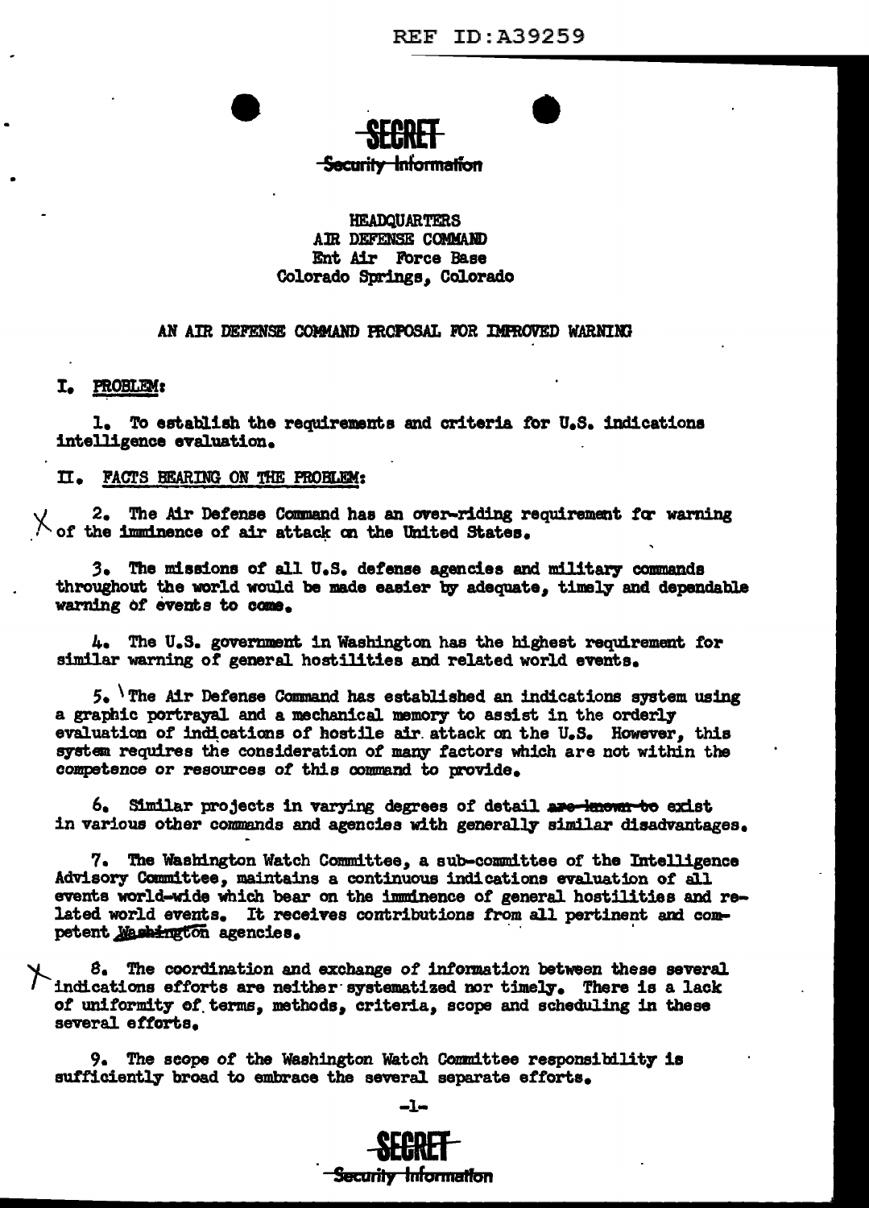SECRET
~~Security Information~~

HEADQUARTERS
AIR DEFENSE COMMAND
Ent Air Force Base
Colorado Springs, Colorado

AN AIR DEFENSE COMMAND PROPOSAL FOR IMPROVED WARNING

I. PROBLEM:

1. To establish the requirements and criteria for U.S. indications intelligence evaluation.

II. FACTS BEARING ON THE PROBLEM:

2. The Air Defense Command has an over-riding requirement for warning of the imminence of air attack on the United States.

3. The missions of all U.S. defense agencies and military commands throughout the world would be made easier by adequate, timely and dependable warning of events to come.

4. The U.S. government in Washington has the highest requirement for similar warning of general hostilities and related world events.

5. The Air Defense Command has established an indications system using a graphic portrayal and a mechanical memory to assist in the orderly evaluation of indications of hostile air attack on the U.S. However, this system requires the consideration of many factors which are not within the competence or resources of this command to provide.

6. Similar projects in varying degrees of detail ~~are known to~~ exist in various other commands and agencies with generally similar disadvantages.

7. The Washington Watch Committee, a sub-committee of the Intelligence Advisory Committee, maintains a continuous indications evaluation of all events world-wide which bear on the imminence of general hostilities and related world events. It receives contributions from all pertinent and competent Washington agencies.

8. The coordination and exchange of information between these several indications efforts are neither systematized nor timely. There is a lack of uniformity of terms, methods, criteria, scope and scheduling in these several efforts.

9. The scope of the Washington Watch Committee responsibility is sufficiently broad to embrace the several separate efforts.

SECRET
~~Security Information~~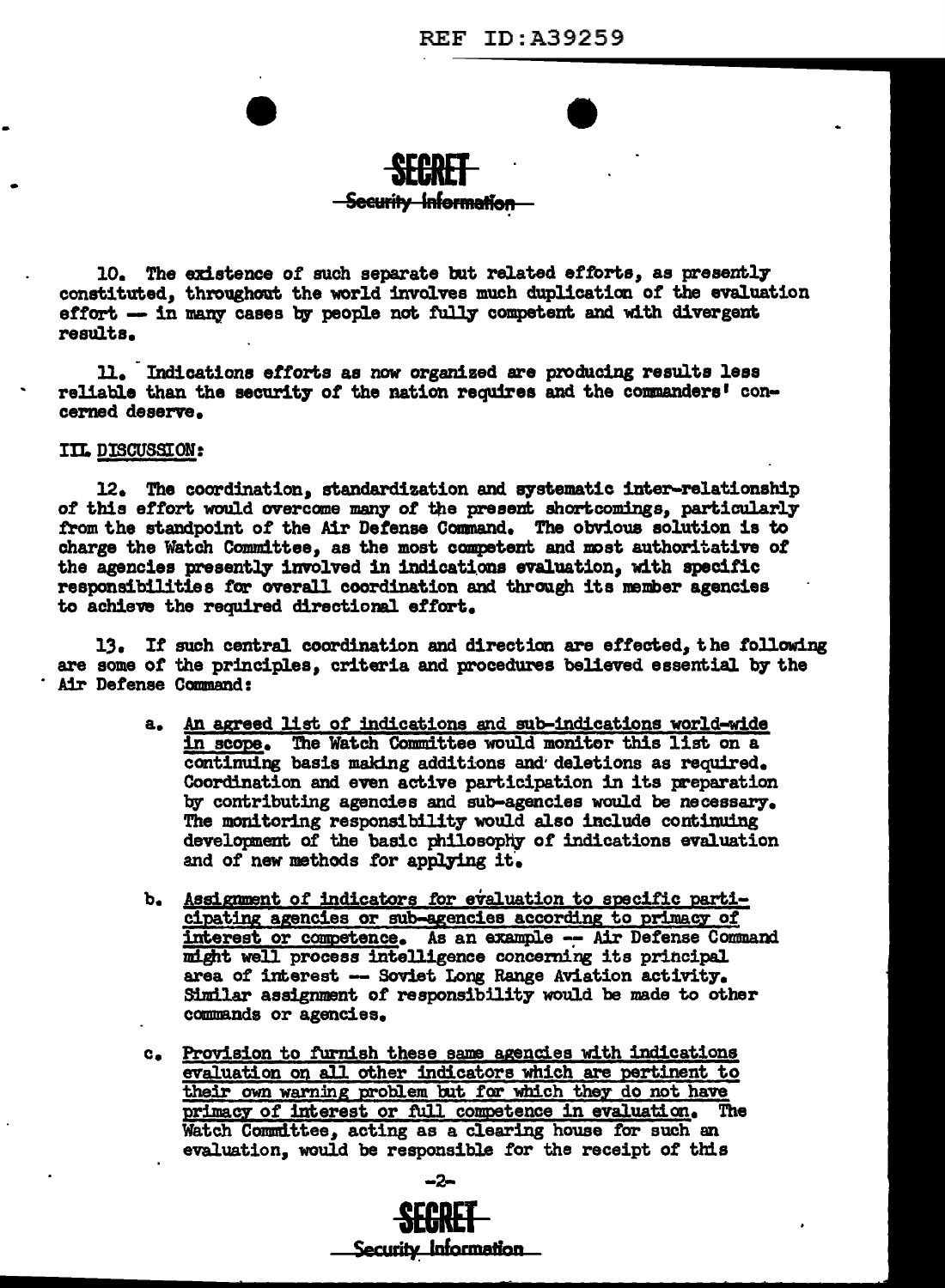SECRET

Security Information

10. The existence of such separate but related efforts, as presently constituted, throughout the world involves much duplication of the evaluation effort — in many cases by people not fully competent and with divergent results.

11. Indications efforts as now organized are producing results less reliable than the security of the nation requires and the commanders' concerned deserve.

III. DISCUSSION:

12. The coordination, standardization and systematic inter-relationship of this effort would overcome many of the present shortcomings, particularly from the standpoint of the Air Defense Command. The obvious solution is to charge the Watch Committee, as the most competent and most authoritative of the agencies presently involved in indications evaluation, with specific responsibilities for overall coordination and through its member agencies to achieve the required directional effort.

13. If such central coordination and direction are effected, the following are some of the principles, criteria and procedures believed essential by the Air Defense Command:

a. An agreed list of indications and sub-indications world-wide in scope. The Watch Committee would monitor this list on a continuing basis making additions and deletions as required. Coordination and even active participation in its preparation by contributing agencies and sub-agencies would be necessary. The monitoring responsibility would also include continuing development of the basic philosophy of indications evaluation and of new methods for applying it.

b. Assignment of indicators for evaluation to specific participating agencies or sub-agencies according to primacy of interest or competence. As an example — Air Defense Command might well process intelligence concerning its principal area of interest — Soviet Long Range Aviation activity. Similar assignment of responsibility would be made to other commands or agencies.

c. Provision to furnish these same agencies with indications evaluation on all other indicators which are pertinent to their own warning problem but for which they do not have primacy of interest or full competence in evaluation. The Watch Committee, acting as a clearing house for such an evaluation, would be responsible for the receipt of this

SECRET

Security Information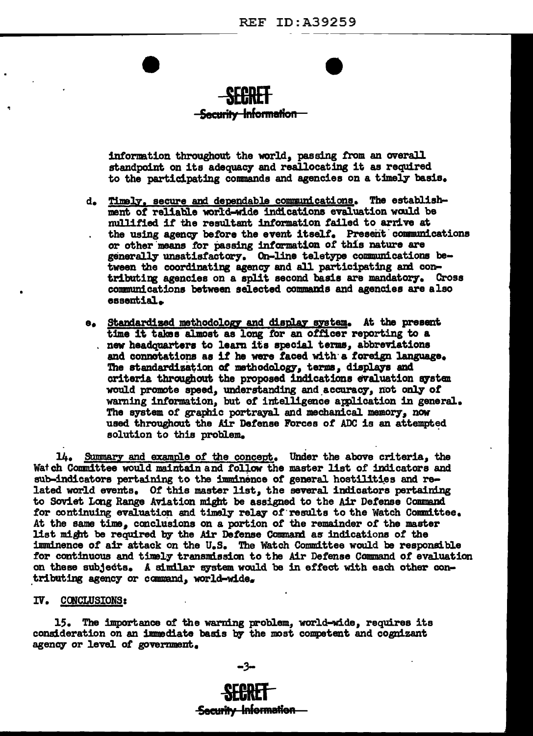information throughout the world, passing from an overall standpoint on its adequacy and reallocating it as required to the participating commands and agencies on a timely basis.

d. Timely, secure and dependable communications. The establishment of reliable world-wide indications evaluation would be nullified if the resultant information failed to arrive at the using agency before the event itself. Present communications or other means for passing information of this nature are generally unsatisfactory. On-line teletype communications between the coordinating agency and all participating and contributing agencies on a split second basis are mandatory. Cross communications between selected commands and agencies are also essential.

e. Standardized methodology and display system. At the present time it takes almost as long for an officer reporting to a new headquarters to learn its special terms, abbreviations and connotations as if he were faced with a foreign language. The standardization of methodology, terms, displays and criteria throughout the proposed indications evaluation system would promote speed, understanding and accuracy, not only of warning information, but of intelligence application in general. The system of graphic portrayal and mechanical memory, now used throughout the Air Defense Forces of ADC is an attempted solution to this problem.

14. Summary and example of the concept. Under the above criteria, the Watch Committee would maintain and follow the master list of indicators and sub-indicators pertaining to the imminence of general hostilities and related world events. Of this master list, the several indicators pertaining to Soviet Long Range Aviation might be assigned to the Air Defense Command for continuing evaluation and timely relay of results to the Watch Committee. At the same time, conclusions on a portion of the remainder of the master list might be required by the Air Defense Command as indications of the imminence of air attack on the U.S. The Watch Committee would be responsible for continuous and timely transmission to the Air Defense Command of evaluation on these subjects. A similar system would be in effect with each other contributing agency or command, world-wide.

## IV. CONCLUSIONS:

15. The importance of the warning problem, world-wide, requires its consideration on an immediate basis by the most competent and cognizant agency or level of government.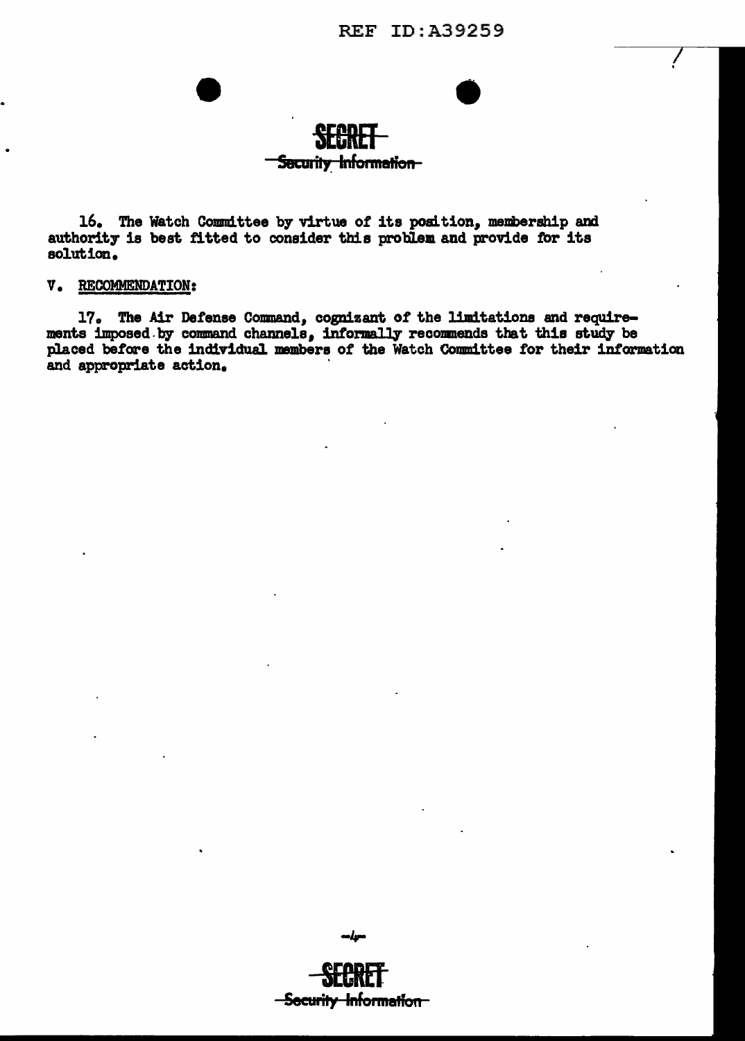SECRET
Security Information

16. The Watch Committee by virtue of its position, membership and authority is best fitted to consider this problem and provide for its solution.

## V. RECOMMENDATION:

17. The Air Defense Command, cognizant of the limitations and requirements imposed by command channels, informally recommends that this study be placed before the individual members of the Watch Committee for their information and appropriate action.

SECRET
Security Information